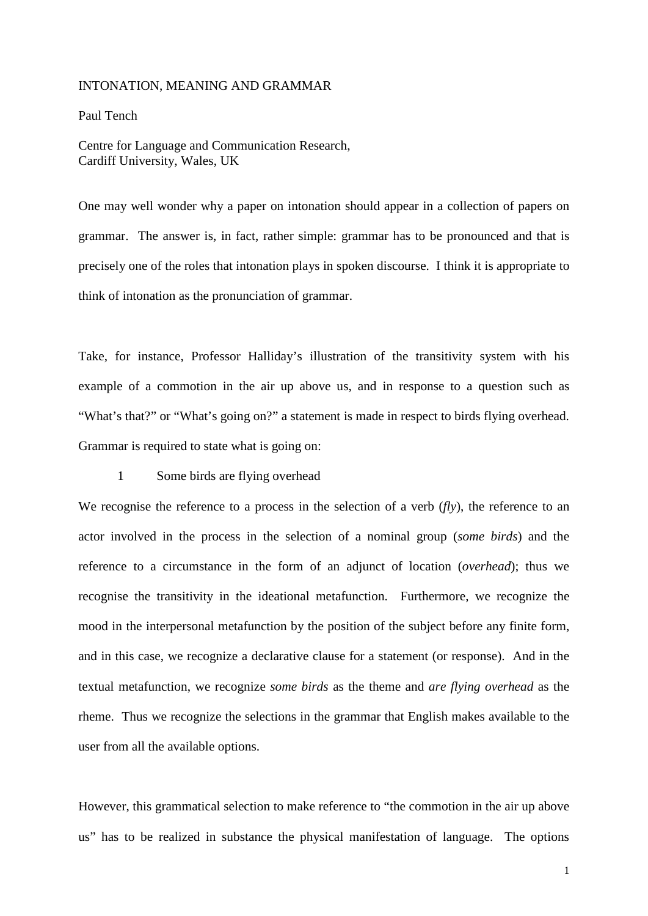# INTONATION, MEANING AND GRAMMAR

Paul Tench

Centre for Language and Communication Research,
Cardiff University, Wales, UK

One may well wonder why a paper on intonation should appear in a collection of papers on grammar. The answer is, in fact, rather simple: grammar has to be pronounced and that is precisely one of the roles that intonation plays in spoken discourse. I think it is appropriate to think of intonation as the pronunciation of grammar.

Take, for instance, Professor Halliday's illustration of the transitivity system with his example of a commotion in the air up above us, and in response to a question such as "What's that?" or "What's going on?" a statement is made in respect to birds flying overhead. Grammar is required to state what is going on:

1 Some birds are flying overhead

We recognise the reference to a process in the selection of a verb (*fly*), the reference to an actor involved in the process in the selection of a nominal group (*some birds*) and the reference to a circumstance in the form of an adjunct of location (*overhead*); thus we recognise the transitivity in the ideational metafunction. Furthermore, we recognize the mood in the interpersonal metafunction by the position of the subject before any finite form, and in this case, we recognize a declarative clause for a statement (or response). And in the textual metafunction, we recognize *some birds* as the theme and *are flying overhead* as the rheme. Thus we recognize the selections in the grammar that English makes available to the user from all the available options.

However, this grammatical selection to make reference to "the commotion in the air up above us" has to be realized in substance the physical manifestation of language. The options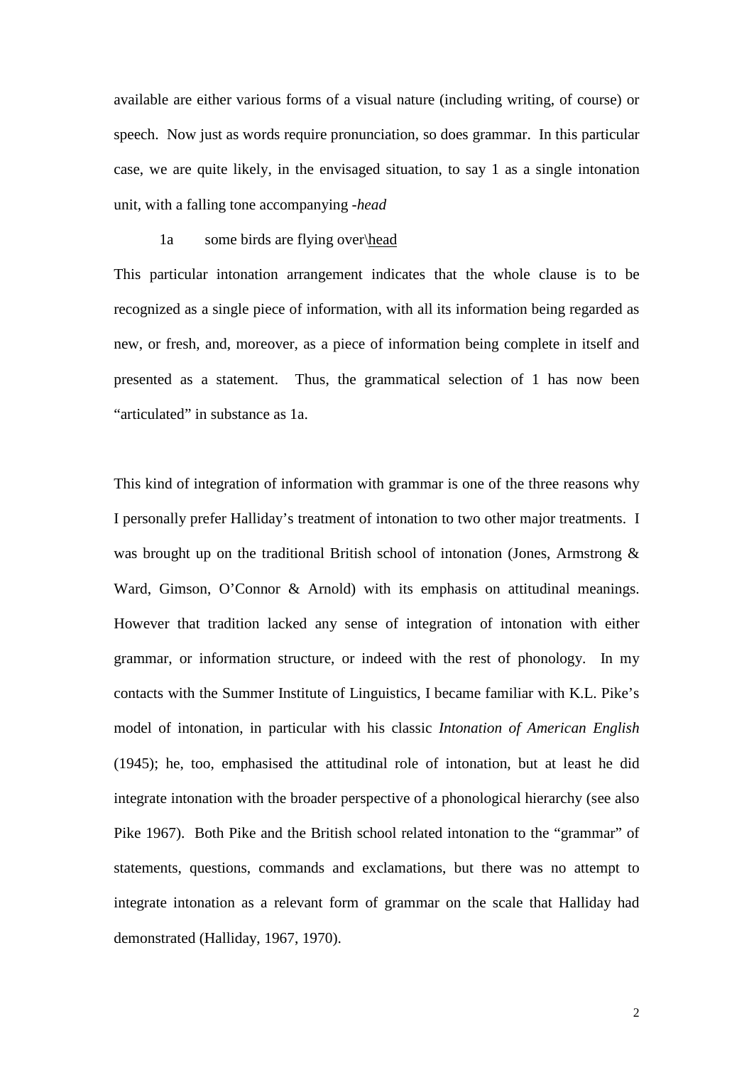available are either various forms of a visual nature (including writing, of course) or speech. Now just as words require pronunciation, so does grammar. In this particular case, we are quite likely, in the envisaged situation, to say 1 as a single intonation unit, with a falling tone accompanying *-head*

1a some birds are flying over\\<u>head</u>

This particular intonation arrangement indicates that the whole clause is to be recognized as a single piece of information, with all its information being regarded as new, or fresh, and, moreover, as a piece of information being complete in itself and presented as a statement. Thus, the grammatical selection of 1 has now been "articulated" in substance as 1a.

This kind of integration of information with grammar is one of the three reasons why I personally prefer Halliday's treatment of intonation to two other major treatments. I was brought up on the traditional British school of intonation (Jones, Armstrong & Ward, Gimson, O'Connor & Arnold) with its emphasis on attitudinal meanings. However that tradition lacked any sense of integration of intonation with either grammar, or information structure, or indeed with the rest of phonology. In my contacts with the Summer Institute of Linguistics, I became familiar with K.L. Pike's model of intonation, in particular with his classic *Intonation of American English* (1945); he, too, emphasised the attitudinal role of intonation, but at least he did integrate intonation with the broader perspective of a phonological hierarchy (see also Pike 1967). Both Pike and the British school related intonation to the "grammar" of statements, questions, commands and exclamations, but there was no attempt to integrate intonation as a relevant form of grammar on the scale that Halliday had demonstrated (Halliday, 1967, 1970).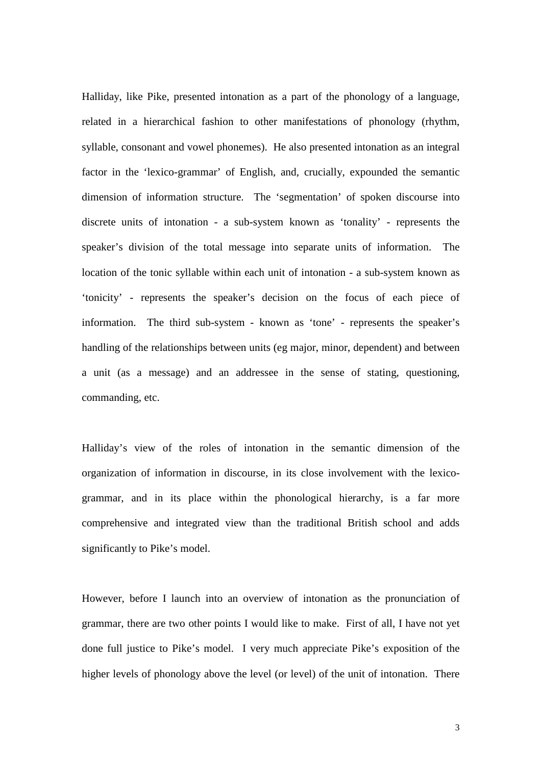Halliday, like Pike, presented intonation as a part of the phonology of a language, related in a hierarchical fashion to other manifestations of phonology (rhythm, syllable, consonant and vowel phonemes). He also presented intonation as an integral factor in the 'lexico-grammar' of English, and, crucially, expounded the semantic dimension of information structure. The 'segmentation' of spoken discourse into discrete units of intonation - a sub-system known as 'tonality' - represents the speaker's division of the total message into separate units of information. The location of the tonic syllable within each unit of intonation - a sub-system known as 'tonicity' - represents the speaker's decision on the focus of each piece of information. The third sub-system - known as 'tone' - represents the speaker's handling of the relationships between units (eg major, minor, dependent) and between a unit (as a message) and an addressee in the sense of stating, questioning, commanding, etc.

Halliday's view of the roles of intonation in the semantic dimension of the organization of information in discourse, in its close involvement with the lexico-grammar, and in its place within the phonological hierarchy, is a far more comprehensive and integrated view than the traditional British school and adds significantly to Pike's model.

However, before I launch into an overview of intonation as the pronunciation of grammar, there are two other points I would like to make. First of all, I have not yet done full justice to Pike's model. I very much appreciate Pike's exposition of the higher levels of phonology above the level (or level) of the unit of intonation. There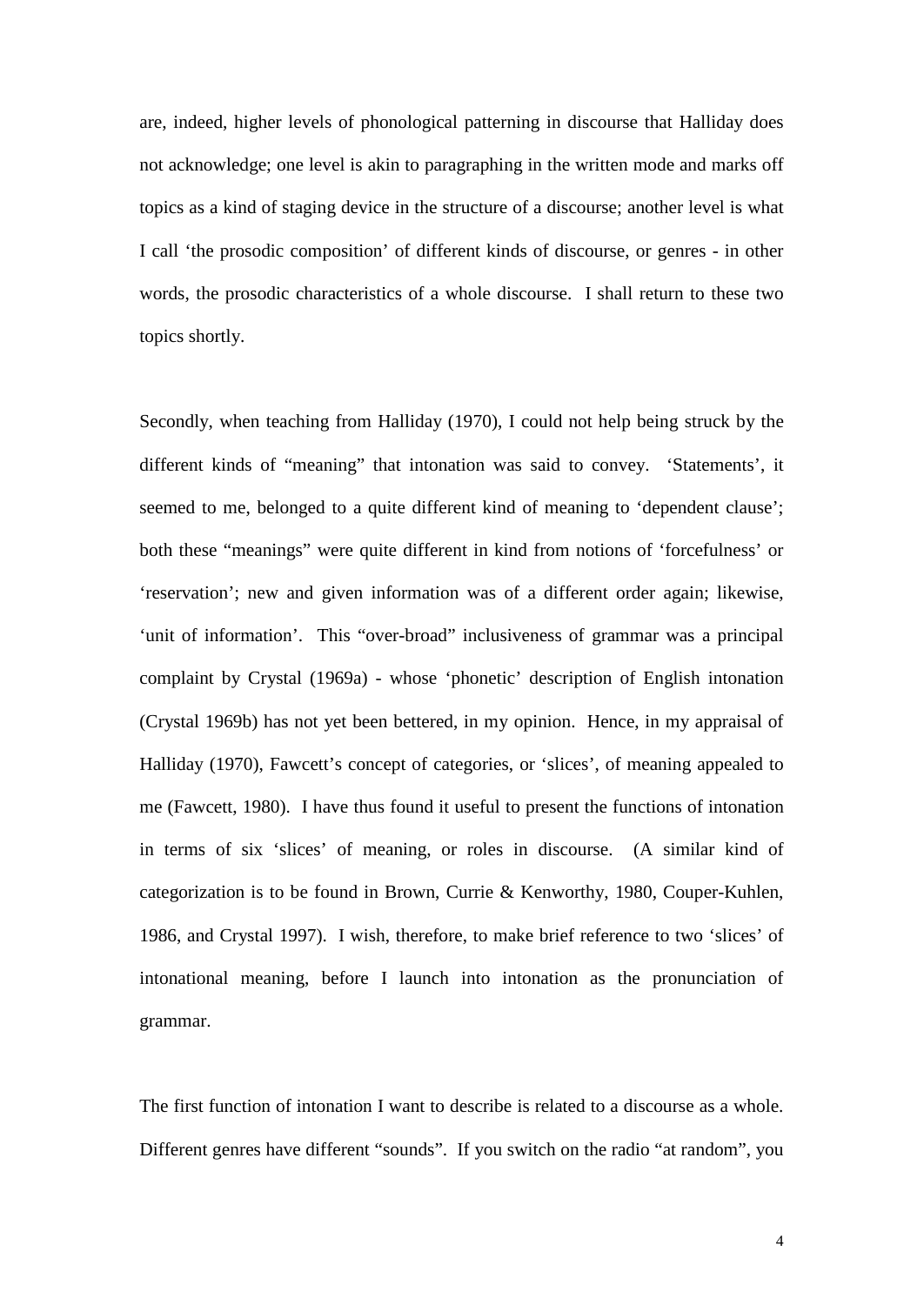are, indeed, higher levels of phonological patterning in discourse that Halliday does not acknowledge; one level is akin to paragraphing in the written mode and marks off topics as a kind of staging device in the structure of a discourse; another level is what I call 'the prosodic composition' of different kinds of discourse, or genres - in other words, the prosodic characteristics of a whole discourse. I shall return to these two topics shortly.

Secondly, when teaching from Halliday (1970), I could not help being struck by the different kinds of "meaning" that intonation was said to convey. 'Statements', it seemed to me, belonged to a quite different kind of meaning to 'dependent clause'; both these "meanings" were quite different in kind from notions of 'forcefulness' or 'reservation'; new and given information was of a different order again; likewise, 'unit of information'. This "over-broad" inclusiveness of grammar was a principal complaint by Crystal (1969a) - whose 'phonetic' description of English intonation (Crystal 1969b) has not yet been bettered, in my opinion. Hence, in my appraisal of Halliday (1970), Fawcett's concept of categories, or 'slices', of meaning appealed to me (Fawcett, 1980). I have thus found it useful to present the functions of intonation in terms of six 'slices' of meaning, or roles in discourse. (A similar kind of categorization is to be found in Brown, Currie & Kenworthy, 1980, Couper-Kuhlen, 1986, and Crystal 1997). I wish, therefore, to make brief reference to two 'slices' of intonational meaning, before I launch into intonation as the pronunciation of grammar.

The first function of intonation I want to describe is related to a discourse as a whole. Different genres have different "sounds". If you switch on the radio "at random", you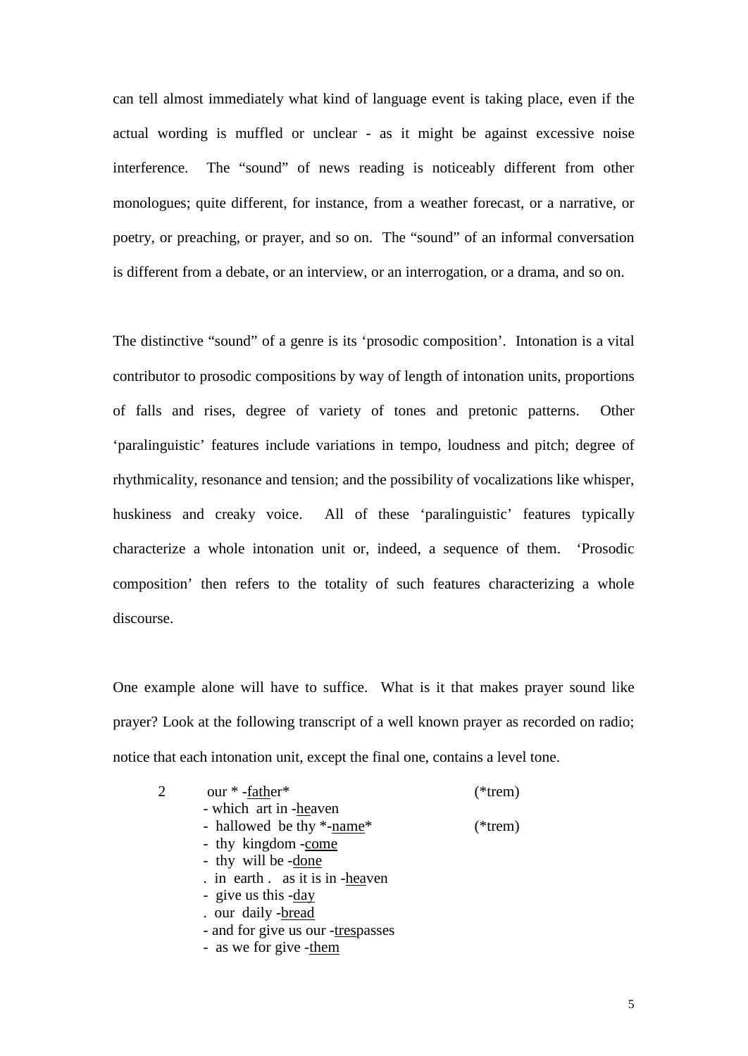can tell almost immediately what kind of language event is taking place, even if the actual wording is muffled or unclear - as it might be against excessive noise interference. The "sound" of news reading is noticeably different from other monologues; quite different, for instance, from a weather forecast, or a narrative, or poetry, or preaching, or prayer, and so on. The "sound" of an informal conversation is different from a debate, or an interview, or an interrogation, or a drama, and so on.

The distinctive "sound" of a genre is its 'prosodic composition'. Intonation is a vital contributor to prosodic compositions by way of length of intonation units, proportions of falls and rises, degree of variety of tones and pretonic patterns. Other 'paralinguistic' features include variations in tempo, loudness and pitch; degree of rhythmicality, resonance and tension; and the possibility of vocalizations like whisper, huskiness and creaky voice. All of these 'paralinguistic' features typically characterize a whole intonation unit or, indeed, a sequence of them. 'Prosodic composition' then refers to the totality of such features characterizing a whole discourse.

One example alone will have to suffice. What is it that makes prayer sound like prayer? Look at the following transcript of a well known prayer as recorded on radio; notice that each intonation unit, except the final one, contains a level tone.

```
2      our * -father*                          (*trem)
       - which  art in -heaven
       -  hallowed  be thy *-name*             (*trem)
       -  thy  kingdom -come
       -  thy  will be -done
       .  in  earth .   as it is in -heaven
       -  give us this -day
       .  our  daily -bread
       - and for give us our -trespasses
       -  as we for give -them
```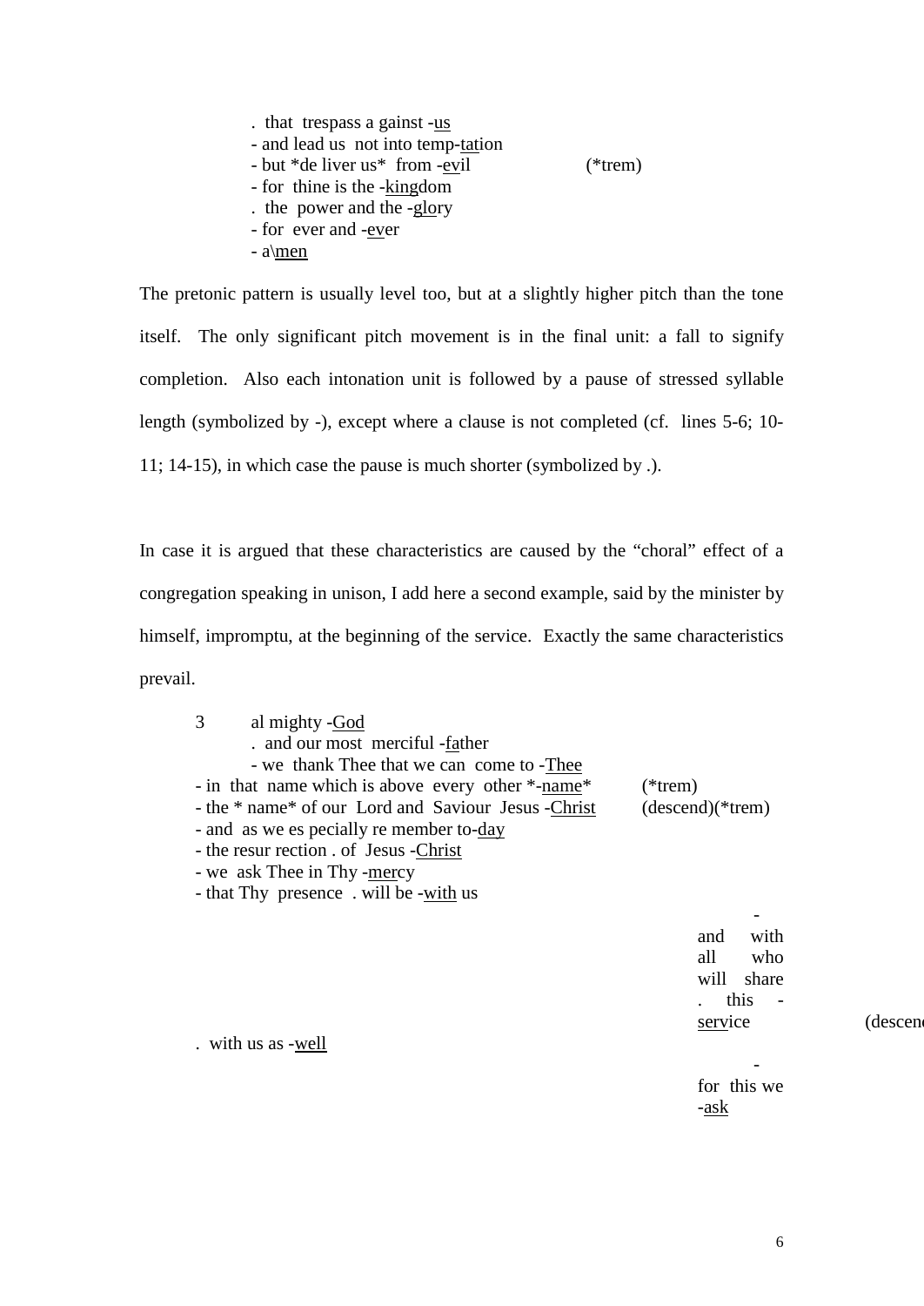```
. that trespass a gainst -us
- and lead us not into temp-tation
- but *de liver us* from -evil                    (*trem)
- for thine is the -kingdom
. the power and the -glory
- for ever and -ever
- a\men
```

The pretonic pattern is usually level too, but at a slightly higher pitch than the tone itself. The only significant pitch movement is in the final unit: a fall to signify completion. Also each intonation unit is followed by a pause of stressed syllable length (symbolized by -), except where a clause is not completed (cf. lines 5-6; 10-11; 14-15), in which case the pause is much shorter (symbolized by .).

In case it is argued that these characteristics are caused by the "choral" effect of a congregation speaking in unison, I add here a second example, said by the minister by himself, impromptu, at the beginning of the service. Exactly the same characteristics prevail.

```
3     al mighty -God
      . and our most merciful -father
      - we thank Thee that we can come to -Thee
- in that name which is above every other *-name*        (*trem)
- the * name* of our Lord and Saviour Jesus -Christ      (descend)(*trem)
- and as we es pecially re member to-day
- the resur rection . of Jesus -Christ
- we ask Thee in Thy -mercy
- that Thy presence . will be -with us
- and with all who will share . this -service            (descend)
. with us as -well
- for this we -ask
```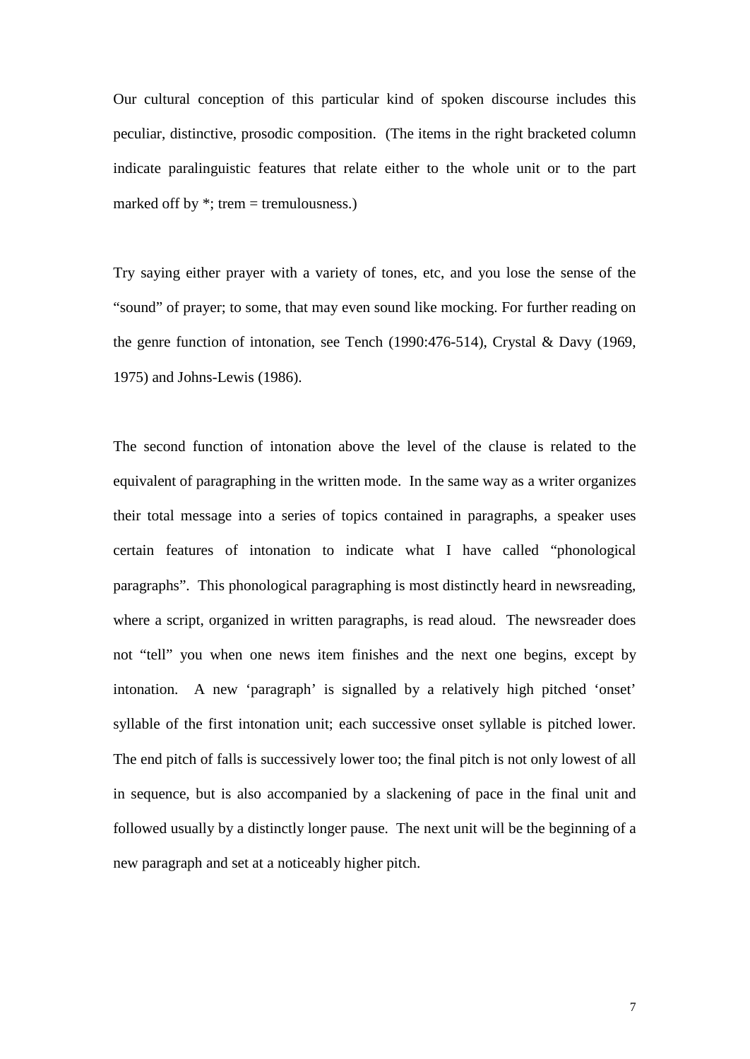Our cultural conception of this particular kind of spoken discourse includes this peculiar, distinctive, prosodic composition. (The items in the right bracketed column indicate paralinguistic features that relate either to the whole unit or to the part marked off by *; trem = tremulousness.)

Try saying either prayer with a variety of tones, etc, and you lose the sense of the "sound" of prayer; to some, that may even sound like mocking. For further reading on the genre function of intonation, see Tench (1990:476-514), Crystal & Davy (1969, 1975) and Johns-Lewis (1986).

The second function of intonation above the level of the clause is related to the equivalent of paragraphing in the written mode. In the same way as a writer organizes their total message into a series of topics contained in paragraphs, a speaker uses certain features of intonation to indicate what I have called "phonological paragraphs". This phonological paragraphing is most distinctly heard in newsreading, where a script, organized in written paragraphs, is read aloud. The newsreader does not "tell" you when one news item finishes and the next one begins, except by intonation. A new 'paragraph' is signalled by a relatively high pitched 'onset' syllable of the first intonation unit; each successive onset syllable is pitched lower. The end pitch of falls is successively lower too; the final pitch is not only lowest of all in sequence, but is also accompanied by a slackening of pace in the final unit and followed usually by a distinctly longer pause. The next unit will be the beginning of a new paragraph and set at a noticeably higher pitch.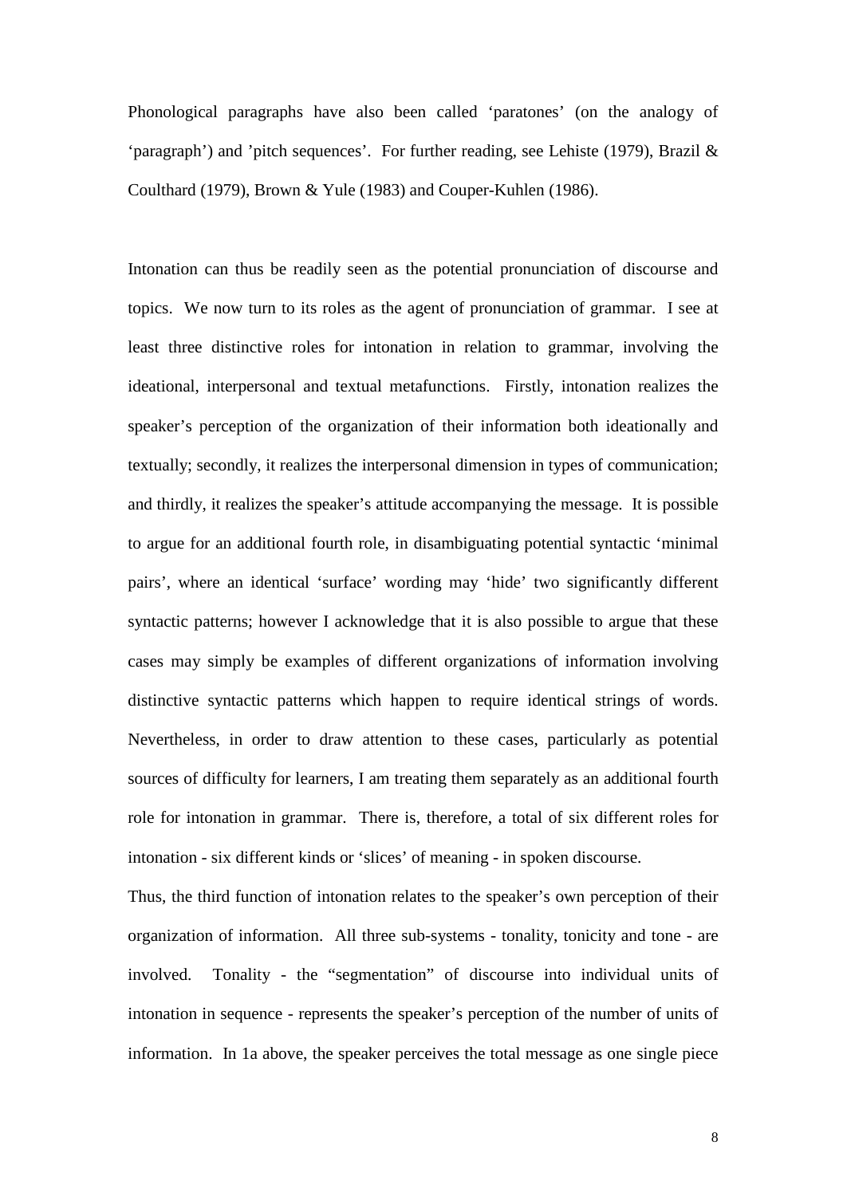Phonological paragraphs have also been called 'paratones' (on the analogy of 'paragraph') and 'pitch sequences'. For further reading, see Lehiste (1979), Brazil & Coulthard (1979), Brown & Yule (1983) and Couper-Kuhlen (1986).

Intonation can thus be readily seen as the potential pronunciation of discourse and topics. We now turn to its roles as the agent of pronunciation of grammar. I see at least three distinctive roles for intonation in relation to grammar, involving the ideational, interpersonal and textual metafunctions. Firstly, intonation realizes the speaker's perception of the organization of their information both ideationally and textually; secondly, it realizes the interpersonal dimension in types of communication; and thirdly, it realizes the speaker's attitude accompanying the message. It is possible to argue for an additional fourth role, in disambiguating potential syntactic 'minimal pairs', where an identical 'surface' wording may 'hide' two significantly different syntactic patterns; however I acknowledge that it is also possible to argue that these cases may simply be examples of different organizations of information involving distinctive syntactic patterns which happen to require identical strings of words. Nevertheless, in order to draw attention to these cases, particularly as potential sources of difficulty for learners, I am treating them separately as an additional fourth role for intonation in grammar. There is, therefore, a total of six different roles for intonation - six different kinds or 'slices' of meaning - in spoken discourse.

Thus, the third function of intonation relates to the speaker's own perception of their organization of information. All three sub-systems - tonality, tonicity and tone - are involved. Tonality - the "segmentation" of discourse into individual units of intonation in sequence - represents the speaker's perception of the number of units of information. In 1a above, the speaker perceives the total message as one single piece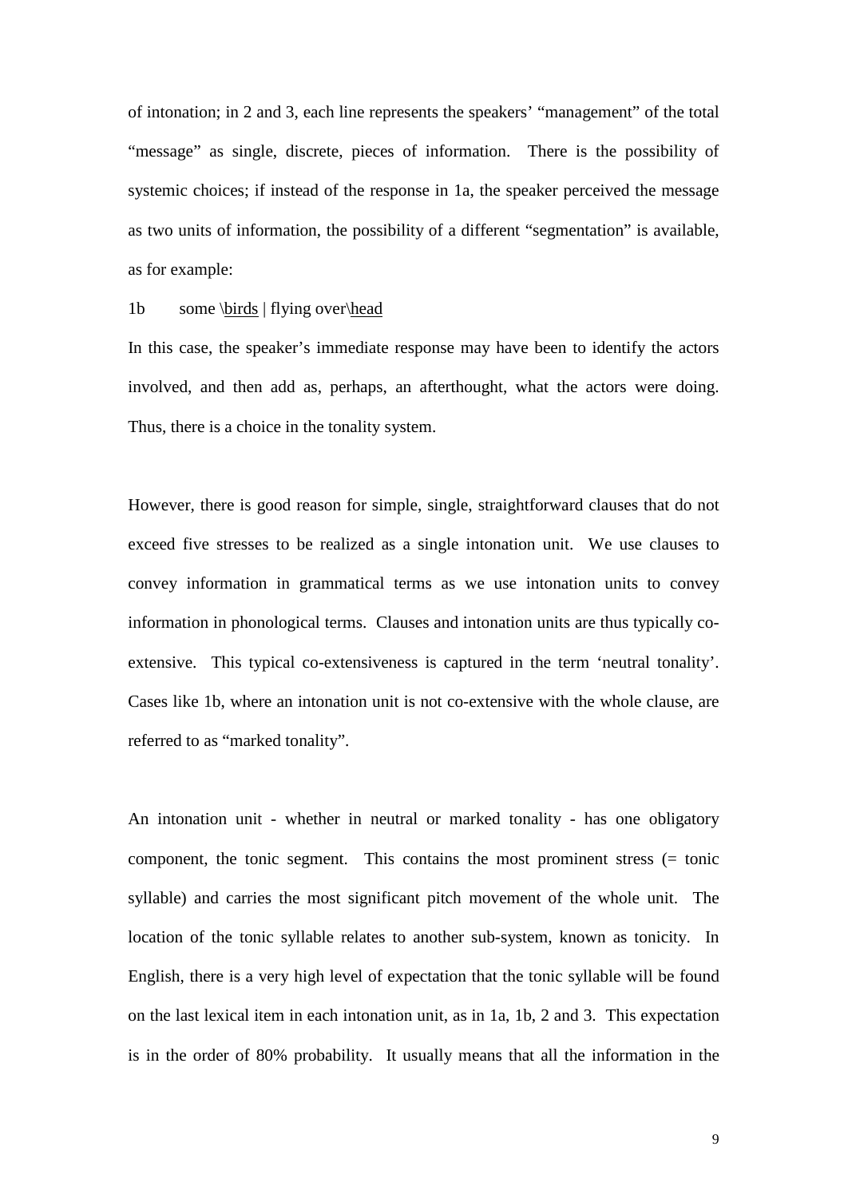of intonation; in 2 and 3, each line represents the speakers' "management" of the total "message" as single, discrete, pieces of information. There is the possibility of systemic choices; if instead of the response in 1a, the speaker perceived the message as two units of information, the possibility of a different "segmentation" is available, as for example:

1b some \<u>birds</u> | flying over\<u>head</u>

In this case, the speaker's immediate response may have been to identify the actors involved, and then add as, perhaps, an afterthought, what the actors were doing. Thus, there is a choice in the tonality system.

However, there is good reason for simple, single, straightforward clauses that do not exceed five stresses to be realized as a single intonation unit. We use clauses to convey information in grammatical terms as we use intonation units to convey information in phonological terms. Clauses and intonation units are thus typically co-extensive. This typical co-extensiveness is captured in the term 'neutral tonality'. Cases like 1b, where an intonation unit is not co-extensive with the whole clause, are referred to as "marked tonality".

An intonation unit - whether in neutral or marked tonality - has one obligatory component, the tonic segment. This contains the most prominent stress (= tonic syllable) and carries the most significant pitch movement of the whole unit. The location of the tonic syllable relates to another sub-system, known as tonicity. In English, there is a very high level of expectation that the tonic syllable will be found on the last lexical item in each intonation unit, as in 1a, 1b, 2 and 3. This expectation is in the order of 80% probability. It usually means that all the information in the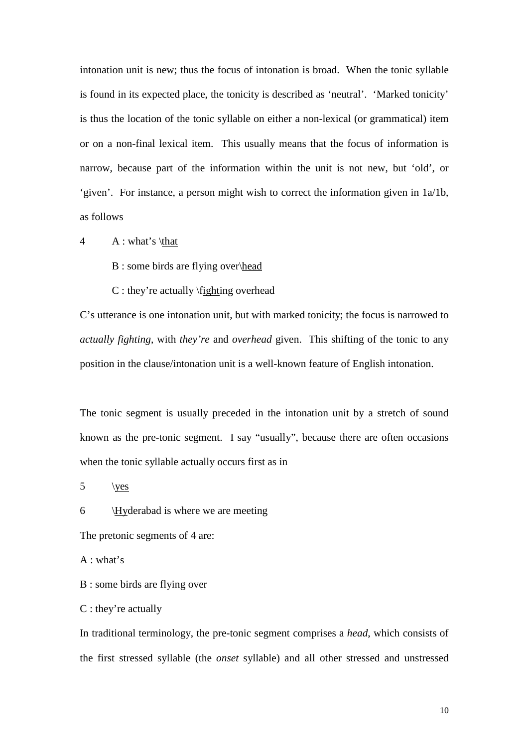intonation unit is new; thus the focus of intonation is broad. When the tonic syllable is found in its expected place, the tonicity is described as 'neutral'. 'Marked tonicity' is thus the location of the tonic syllable on either a non-lexical (or grammatical) item or on a non-final lexical item. This usually means that the focus of information is narrow, because part of the information within the unit is not new, but 'old', or 'given'. For instance, a person might wish to correct the information given in 1a/1b, as follows

4 A : what's \<u>that</u>

B : some birds are flying over\<u>head</u>

C : they're actually \<u>figh</u>ting overhead

C's utterance is one intonation unit, but with marked tonicity; the focus is narrowed to *actually fighting*, with *they're* and *overhead* given. This shifting of the tonic to any position in the clause/intonation unit is a well-known feature of English intonation.

The tonic segment is usually preceded in the intonation unit by a stretch of sound known as the pre-tonic segment. I say "usually", because there are often occasions when the tonic syllable actually occurs first as in

5 \<u>yes</u>

6 \<u>Hy</u>derabad is where we are meeting

The pretonic segments of 4 are:

A : what's

B : some birds are flying over

C : they're actually

In traditional terminology, the pre-tonic segment comprises a *head*, which consists of the first stressed syllable (the *onset* syllable) and all other stressed and unstressed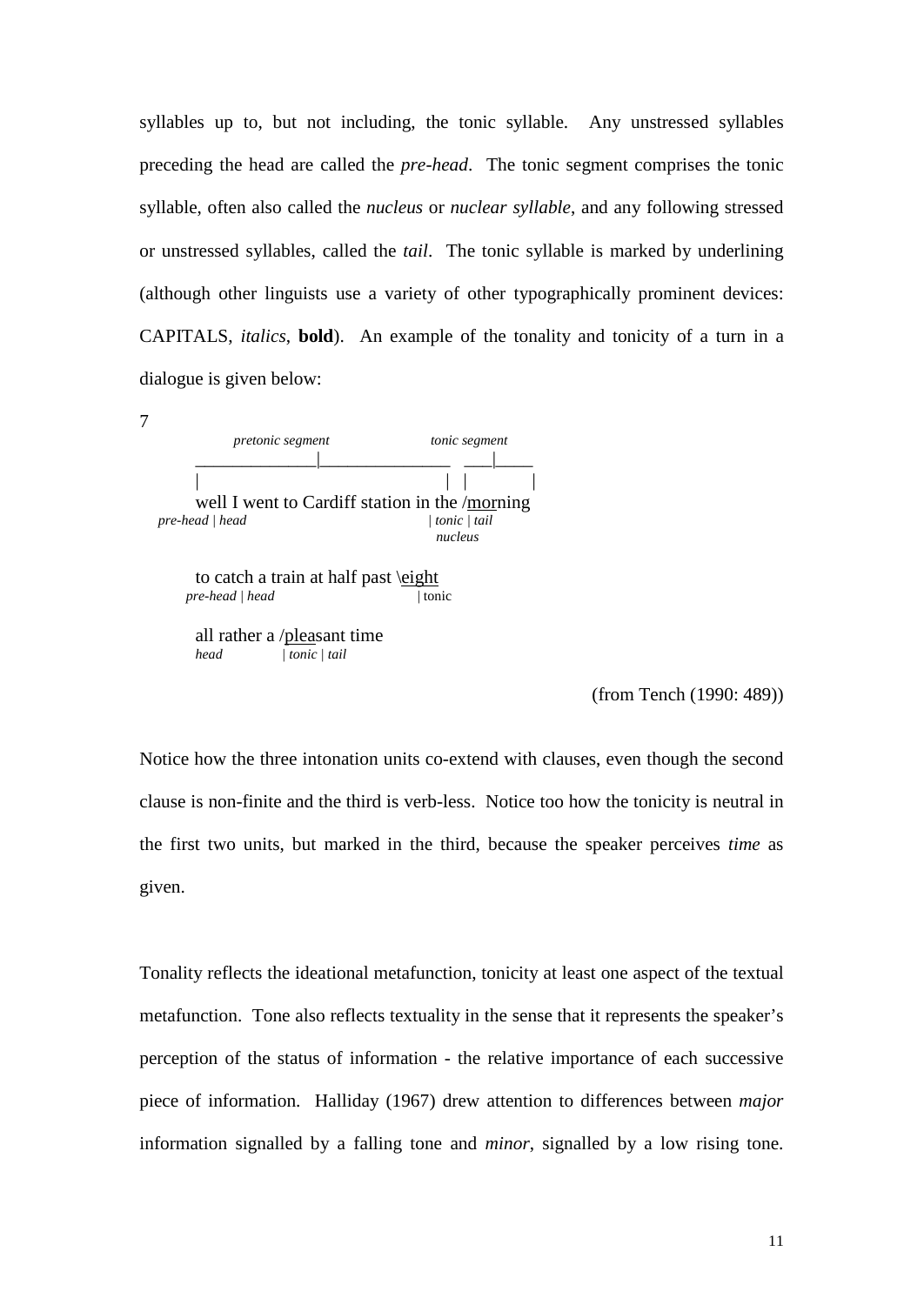syllables up to, but not including, the tonic syllable. Any unstressed syllables preceding the head are called the *pre-head*. The tonic segment comprises the tonic syllable, often also called the *nucleus* or *nuclear syllable*, and any following stressed or unstressed syllables, called the *tail*. The tonic syllable is marked by underlining (although other linguists use a variety of other typographically prominent devices: CAPITALS, *italics*, **bold**). An example of the tonality and tonicity of a turn in a dialogue is given below:

7

```
            pretonic segment                  tonic segment
       _______________|_________________   ____|_____
       |                                 |  |          |
       well I went to Cardiff station in the /morning
pre-head | head                        | tonic | tail
                                           nucleus

       to catch a train at half past \eight
   pre-head | head                    | tonic

       all rather a /pleasant time
       head          | tonic | tail
```

(from Tench (1990: 489))

Notice how the three intonation units co-extend with clauses, even though the second clause is non-finite and the third is verb-less. Notice too how the tonicity is neutral in the first two units, but marked in the third, because the speaker perceives *time* as given.

Tonality reflects the ideational metafunction, tonicity at least one aspect of the textual metafunction. Tone also reflects textuality in the sense that it represents the speaker's perception of the status of information - the relative importance of each successive piece of information. Halliday (1967) drew attention to differences between *major* information signalled by a falling tone and *minor*, signalled by a low rising tone.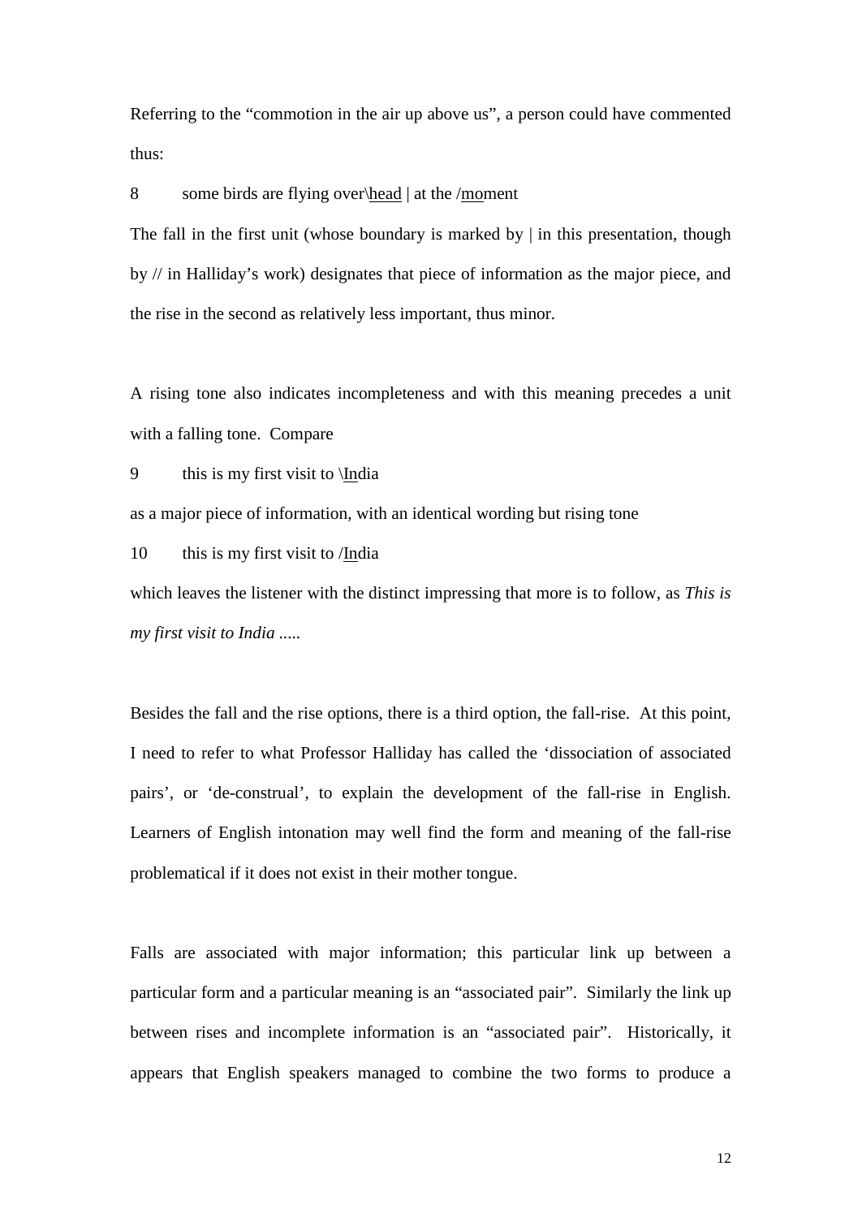Referring to the "commotion in the air up above us", a person could have commented thus:

8 some birds are flying over\<u>head</u> | at the /<u>mo</u>ment

The fall in the first unit (whose boundary is marked by | in this presentation, though by // in Halliday's work) designates that piece of information as the major piece, and the rise in the second as relatively less important, thus minor.

A rising tone also indicates incompleteness and with this meaning precedes a unit with a falling tone. Compare

9 this is my first visit to \<u>In</u>dia

as a major piece of information, with an identical wording but rising tone

10 this is my first visit to /<u>In</u>dia

which leaves the listener with the distinct impressing that more is to follow, as *This is my first visit to India .....*

Besides the fall and the rise options, there is a third option, the fall-rise. At this point, I need to refer to what Professor Halliday has called the 'dissociation of associated pairs', or 'de-construal', to explain the development of the fall-rise in English. Learners of English intonation may well find the form and meaning of the fall-rise problematical if it does not exist in their mother tongue.

Falls are associated with major information; this particular link up between a particular form and a particular meaning is an "associated pair". Similarly the link up between rises and incomplete information is an "associated pair". Historically, it appears that English speakers managed to combine the two forms to produce a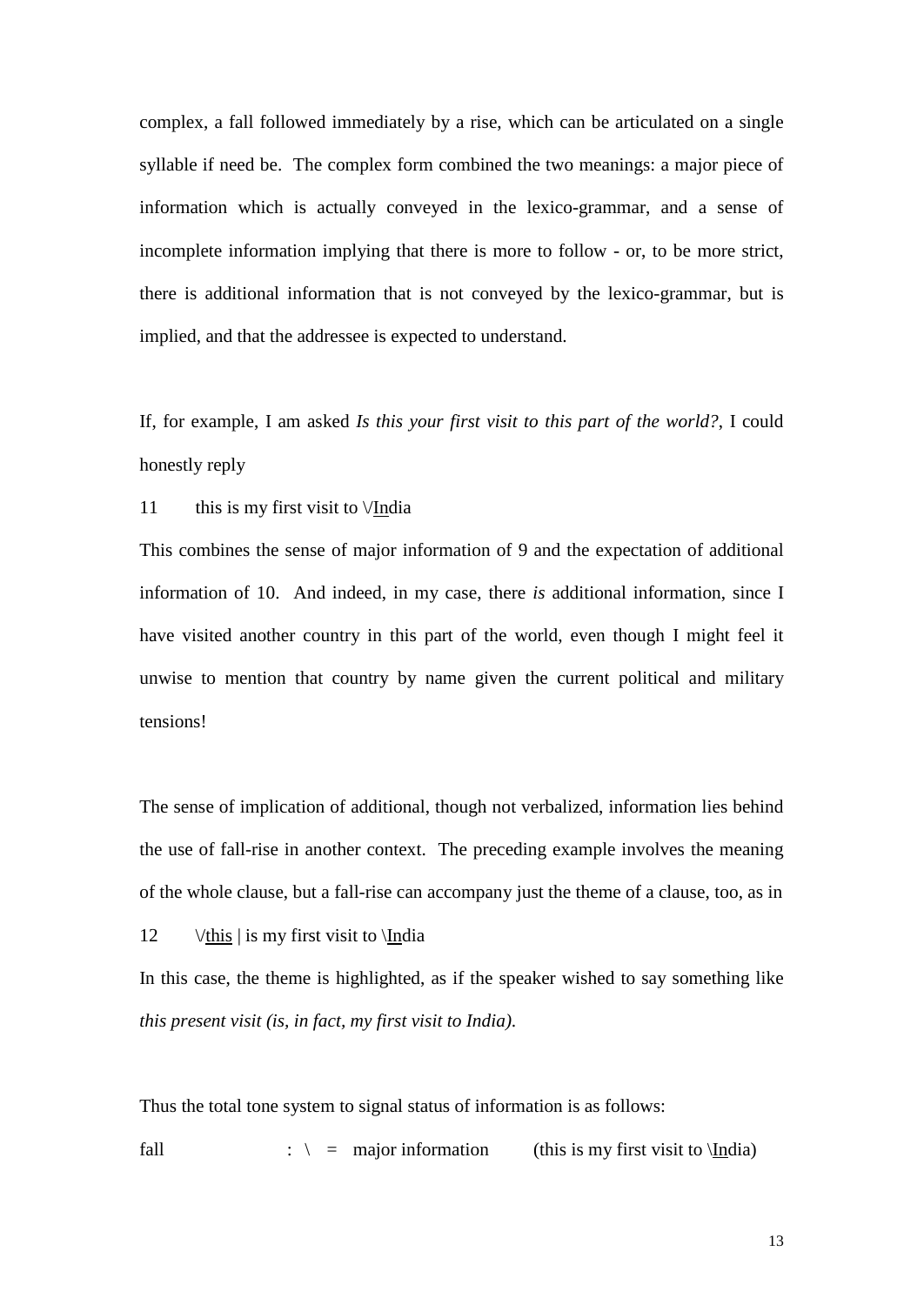complex, a fall followed immediately by a rise, which can be articulated on a single syllable if need be. The complex form combined the two meanings: a major piece of information which is actually conveyed in the lexico-grammar, and a sense of incomplete information implying that there is more to follow - or, to be more strict, there is additional information that is not conveyed by the lexico-grammar, but is implied, and that the addressee is expected to understand.

If, for example, I am asked *Is this your first visit to this part of the world?*, I could honestly reply

11 this is my first visit to \/<u>In</u>dia

This combines the sense of major information of 9 and the expectation of additional information of 10. And indeed, in my case, there *is* additional information, since I have visited another country in this part of the world, even though I might feel it unwise to mention that country by name given the current political and military tensions!

The sense of implication of additional, though not verbalized, information lies behind the use of fall-rise in another context. The preceding example involves the meaning of the whole clause, but a fall-rise can accompany just the theme of a clause, too, as in

12 \/<u>this</u> | is my first visit to \\<u>In</u>dia

In this case, the theme is highlighted, as if the speaker wished to say something like *this present visit (is, in fact, my first visit to India).*

Thus the total tone system to signal status of information is as follows:

fall : \ = major information (this is my first visit to \\<u>In</u>dia)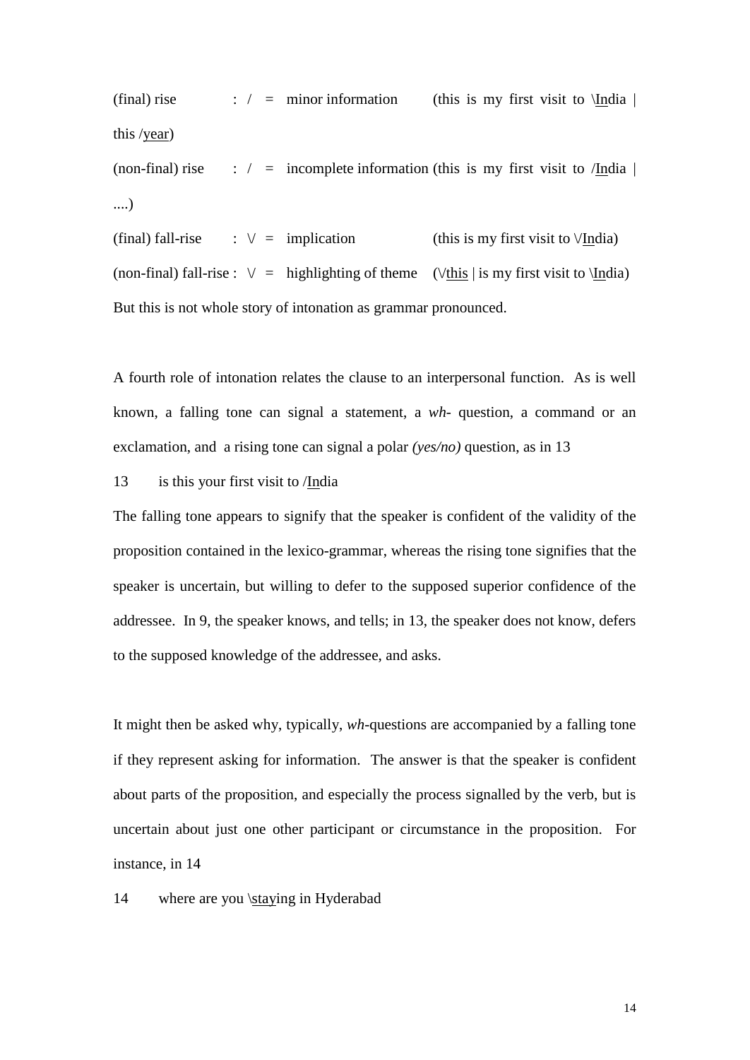(final) rise : / = minor information (this is my first visit to \<u>In</u>dia | this /<u>year</u>)

(non-final) rise : / = incomplete information (this is my first visit to /<u>In</u>dia | ....)

(final) fall-rise : \/ = implication (this is my first visit to \/<u>In</u>dia)

(non-final) fall-rise : \/ = highlighting of theme (\/<u>this</u> | is my first visit to \<u>In</u>dia)

But this is not whole story of intonation as grammar pronounced.

A fourth role of intonation relates the clause to an interpersonal function. As is well known, a falling tone can signal a statement, a *wh-* question, a command or an exclamation, and a rising tone can signal a polar *(yes/no)* question, as in 13

13 is this your first visit to /<u>In</u>dia

The falling tone appears to signify that the speaker is confident of the validity of the proposition contained in the lexico-grammar, whereas the rising tone signifies that the speaker is uncertain, but willing to defer to the supposed superior confidence of the addressee. In 9, the speaker knows, and tells; in 13, the speaker does not know, defers to the supposed knowledge of the addressee, and asks.

It might then be asked why, typically, *wh*-questions are accompanied by a falling tone if they represent asking for information. The answer is that the speaker is confident about parts of the proposition, and especially the process signalled by the verb, but is uncertain about just one other participant or circumstance in the proposition. For instance, in 14

14 where are you \<u>stay</u>ing in Hyderabad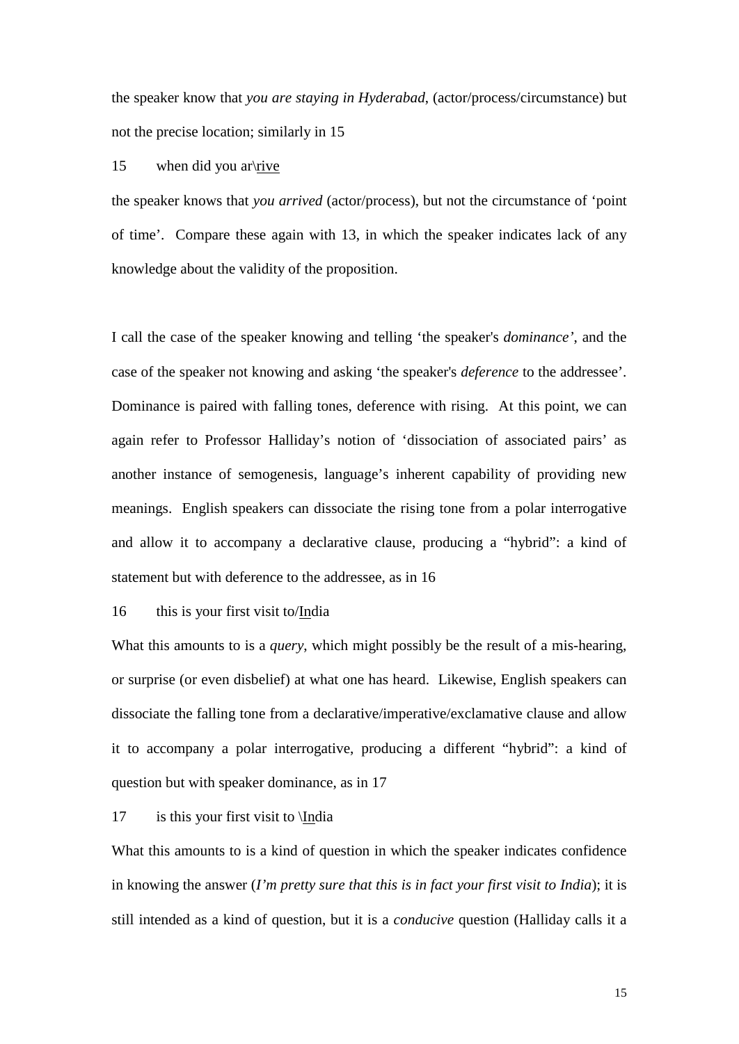the speaker know that *you are staying in Hyderabad*, (actor/process/circumstance) but not the precise location; similarly in 15

15 when did you ar\<u>rive</u>

the speaker knows that *you arrived* (actor/process), but not the circumstance of 'point of time'. Compare these again with 13, in which the speaker indicates lack of any knowledge about the validity of the proposition.

I call the case of the speaker knowing and telling 'the speaker's *dominance'*, and the case of the speaker not knowing and asking 'the speaker's *deference* to the addressee'. Dominance is paired with falling tones, deference with rising. At this point, we can again refer to Professor Halliday's notion of 'dissociation of associated pairs' as another instance of semogenesis, language's inherent capability of providing new meanings. English speakers can dissociate the rising tone from a polar interrogative and allow it to accompany a declarative clause, producing a "hybrid": a kind of statement but with deference to the addressee, as in 16

16 this is your first visit to/<u>In</u>dia

What this amounts to is a *query*, which might possibly be the result of a mis-hearing, or surprise (or even disbelief) at what one has heard. Likewise, English speakers can dissociate the falling tone from a declarative/imperative/exclamative clause and allow it to accompany a polar interrogative, producing a different "hybrid": a kind of question but with speaker dominance, as in 17

17 is this your first visit to \<u>In</u>dia

What this amounts to is a kind of question in which the speaker indicates confidence in knowing the answer (*I'm pretty sure that this is in fact your first visit to India*); it is still intended as a kind of question, but it is a *conducive* question (Halliday calls it a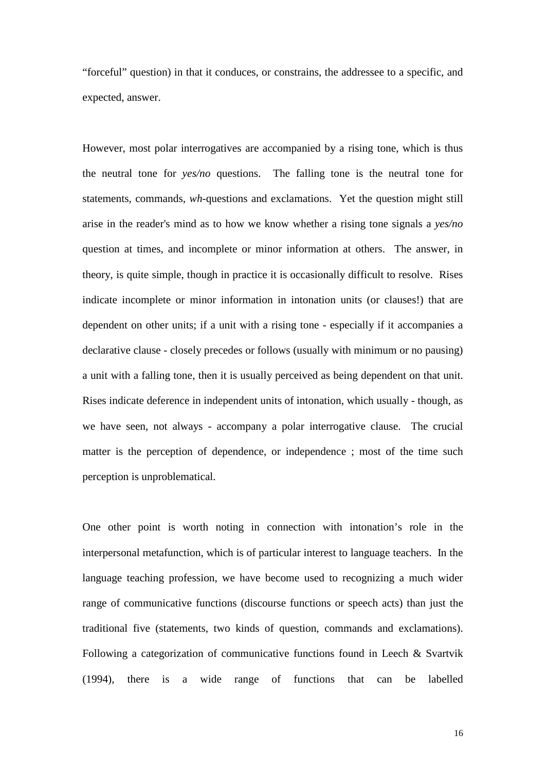"forceful" question) in that it conduces, or constrains, the addressee to a specific, and expected, answer.

However, most polar interrogatives are accompanied by a rising tone, which is thus the neutral tone for *yes/no* questions. The falling tone is the neutral tone for statements, commands, *wh*-questions and exclamations. Yet the question might still arise in the reader's mind as to how we know whether a rising tone signals a *yes/no* question at times, and incomplete or minor information at others. The answer, in theory, is quite simple, though in practice it is occasionally difficult to resolve. Rises indicate incomplete or minor information in intonation units (or clauses!) that are dependent on other units; if a unit with a rising tone - especially if it accompanies a declarative clause - closely precedes or follows (usually with minimum or no pausing) a unit with a falling tone, then it is usually perceived as being dependent on that unit. Rises indicate deference in independent units of intonation, which usually - though, as we have seen, not always - accompany a polar interrogative clause. The crucial matter is the perception of dependence, or independence ; most of the time such perception is unproblematical.

One other point is worth noting in connection with intonation's role in the interpersonal metafunction, which is of particular interest to language teachers. In the language teaching profession, we have become used to recognizing a much wider range of communicative functions (discourse functions or speech acts) than just the traditional five (statements, two kinds of question, commands and exclamations). Following a categorization of communicative functions found in Leech & Svartvik (1994), there is a wide range of functions that can be labelled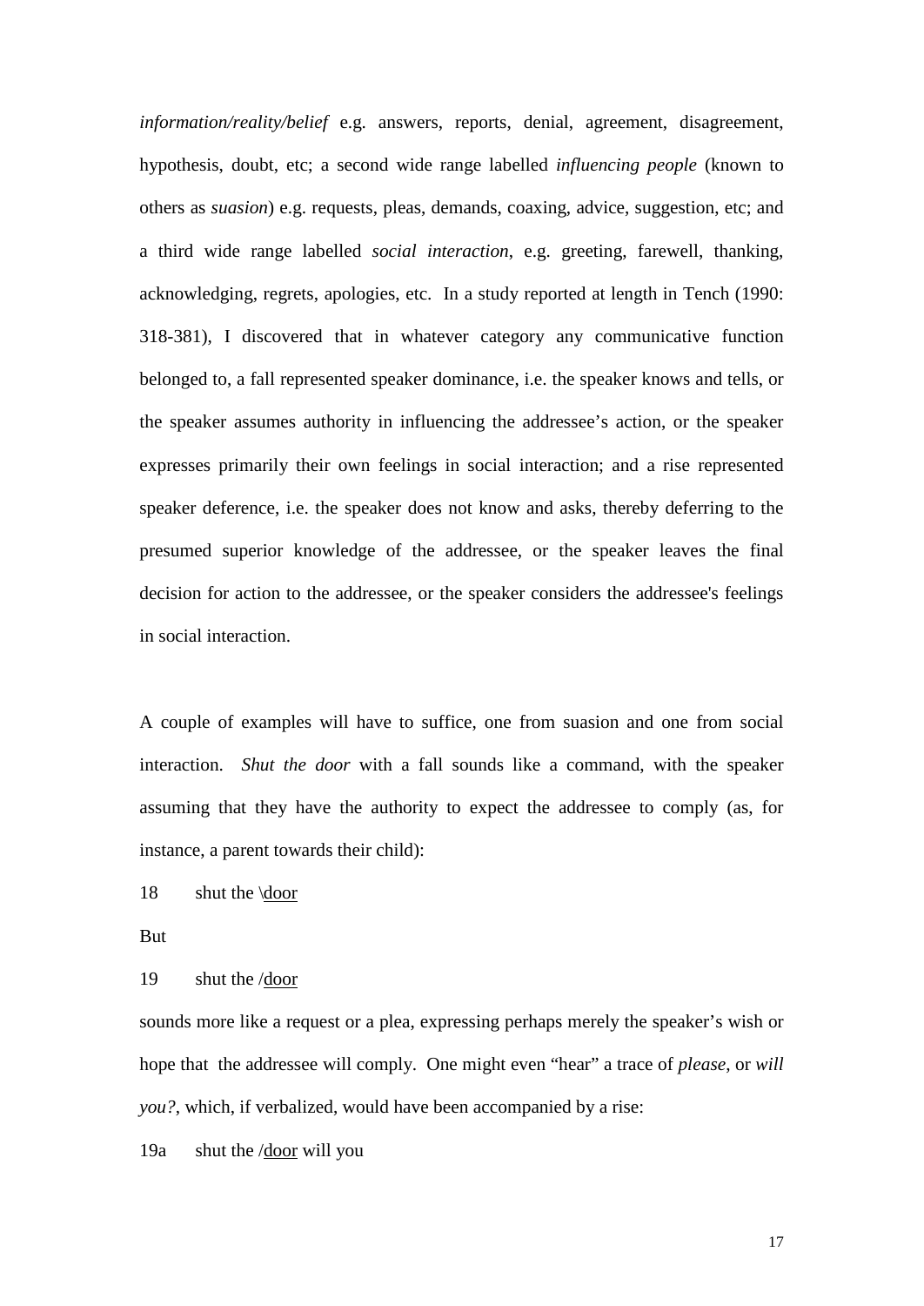*information/reality/belief* e.g. answers, reports, denial, agreement, disagreement, hypothesis, doubt, etc; a second wide range labelled *influencing people* (known to others as *suasion*) e.g. requests, pleas, demands, coaxing, advice, suggestion, etc; and a third wide range labelled *social interaction*, e.g. greeting, farewell, thanking, acknowledging, regrets, apologies, etc. In a study reported at length in Tench (1990: 318-381), I discovered that in whatever category any communicative function belonged to, a fall represented speaker dominance, i.e. the speaker knows and tells, or the speaker assumes authority in influencing the addressee's action, or the speaker expresses primarily their own feelings in social interaction; and a rise represented speaker deference, i.e. the speaker does not know and asks, thereby deferring to the presumed superior knowledge of the addressee, or the speaker leaves the final decision for action to the addressee, or the speaker considers the addressee's feelings in social interaction.

A couple of examples will have to suffice, one from suasion and one from social interaction. *Shut the door* with a fall sounds like a command, with the speaker assuming that they have the authority to expect the addressee to comply (as, for instance, a parent towards their child):

18 shut the \\<u>door</u>

But

19 shut the /<u>door</u>

sounds more like a request or a plea, expressing perhaps merely the speaker's wish or hope that the addressee will comply. One might even "hear" a trace of *please*, or *will you?*, which, if verbalized, would have been accompanied by a rise:

19a shut the /<u>door</u> will you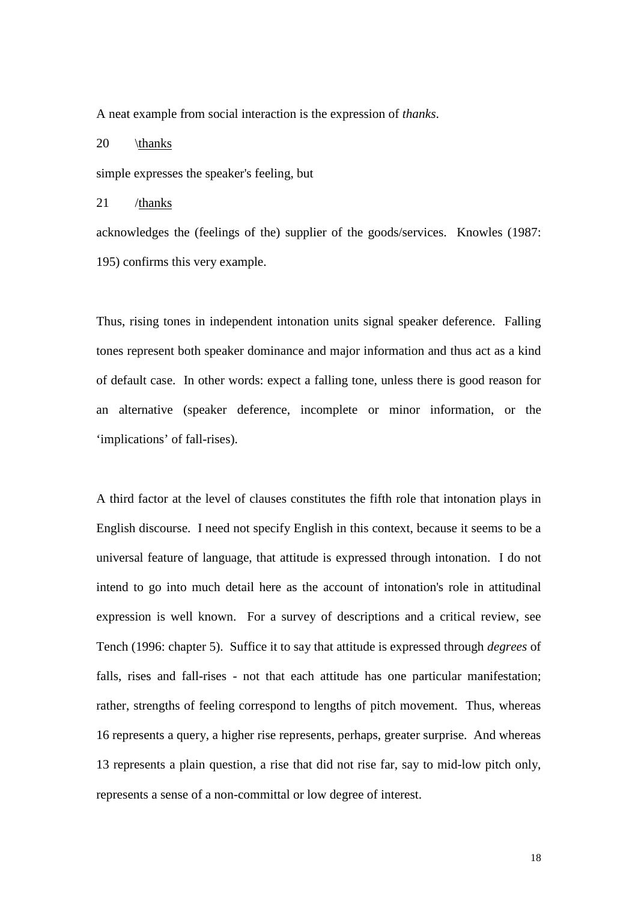A neat example from social interaction is the expression of *thanks*.

20 \<u>thanks</u>

simple expresses the speaker's feeling, but

21 /<u>thanks</u>

acknowledges the (feelings of the) supplier of the goods/services. Knowles (1987: 195) confirms this very example.

Thus, rising tones in independent intonation units signal speaker deference. Falling tones represent both speaker dominance and major information and thus act as a kind of default case. In other words: expect a falling tone, unless there is good reason for an alternative (speaker deference, incomplete or minor information, or the 'implications' of fall-rises).

A third factor at the level of clauses constitutes the fifth role that intonation plays in English discourse. I need not specify English in this context, because it seems to be a universal feature of language, that attitude is expressed through intonation. I do not intend to go into much detail here as the account of intonation's role in attitudinal expression is well known. For a survey of descriptions and a critical review, see Tench (1996: chapter 5). Suffice it to say that attitude is expressed through *degrees* of falls, rises and fall-rises - not that each attitude has one particular manifestation; rather, strengths of feeling correspond to lengths of pitch movement. Thus, whereas 16 represents a query, a higher rise represents, perhaps, greater surprise. And whereas 13 represents a plain question, a rise that did not rise far, say to mid-low pitch only, represents a sense of a non-committal or low degree of interest.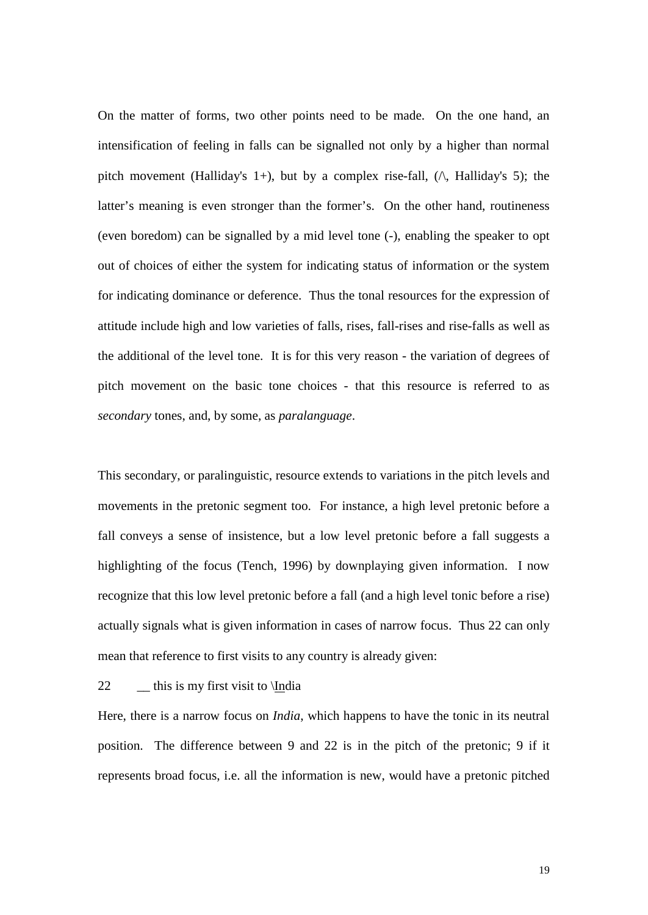On the matter of forms, two other points need to be made. On the one hand, an intensification of feeling in falls can be signalled not only by a higher than normal pitch movement (Halliday's 1+), but by a complex rise-fall, (/\, Halliday's 5); the latter's meaning is even stronger than the former's. On the other hand, routineness (even boredom) can be signalled by a mid level tone (-), enabling the speaker to opt out of choices of either the system for indicating status of information or the system for indicating dominance or deference. Thus the tonal resources for the expression of attitude include high and low varieties of falls, rises, fall-rises and rise-falls as well as the additional of the level tone. It is for this very reason - the variation of degrees of pitch movement on the basic tone choices - that this resource is referred to as *secondary* tones, and, by some, as *paralanguage*.

This secondary, or paralinguistic, resource extends to variations in the pitch levels and movements in the pretonic segment too. For instance, a high level pretonic before a fall conveys a sense of insistence, but a low level pretonic before a fall suggests a highlighting of the focus (Tench, 1996) by downplaying given information. I now recognize that this low level pretonic before a fall (and a high level tonic before a rise) actually signals what is given information in cases of narrow focus. Thus 22 can only mean that reference to first visits to any country is already given:

22 &nbsp;&nbsp;&nbsp;&nbsp; __ this is my first visit to \<u>In</u>dia

Here, there is a narrow focus on *India*, which happens to have the tonic in its neutral position. The difference between 9 and 22 is in the pitch of the pretonic; 9 if it represents broad focus, i.e. all the information is new, would have a pretonic pitched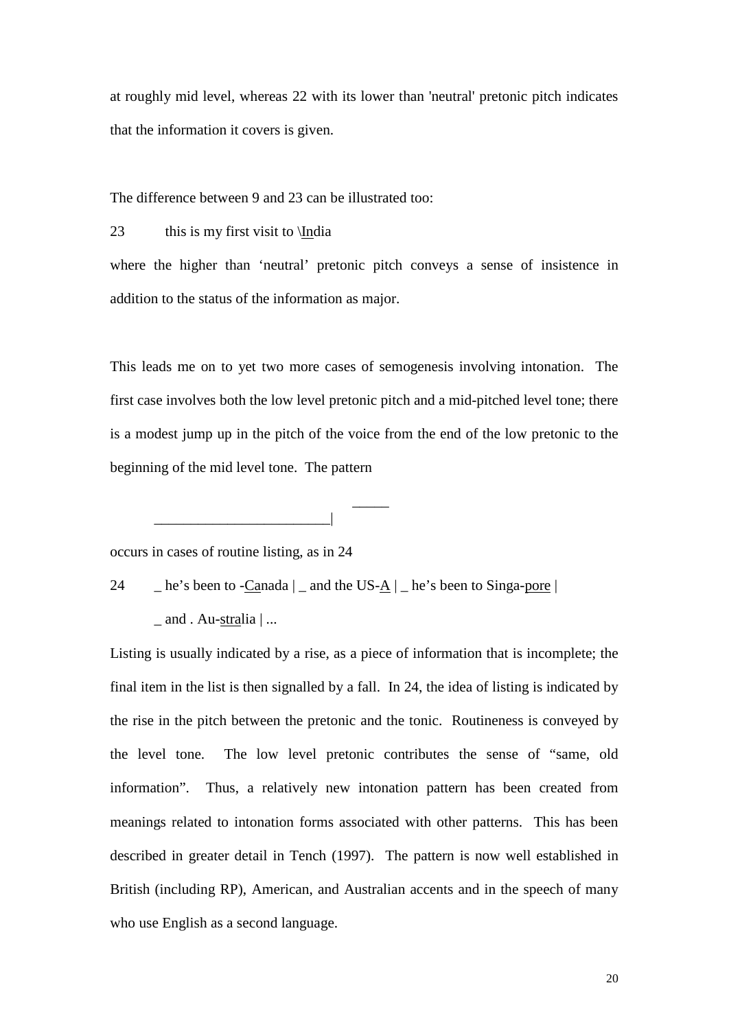at roughly mid level, whereas 22 with its lower than 'neutral' pretonic pitch indicates that the information it covers is given.

The difference between 9 and 23 can be illustrated too:

23 this is my first visit to \<u>In</u>dia

where the higher than ‘neutral’ pretonic pitch conveys a sense of insistence in addition to the status of the information as major.

This leads me on to yet two more cases of semogenesis involving intonation. The first case involves both the low level pretonic pitch and a mid-pitched level tone; there is a modest jump up in the pitch of the voice from the end of the low pretonic to the beginning of the mid level tone. The pattern

```
                            _____
________________________|
```

occurs in cases of routine listing, as in 24

24 _ he’s been to -<u>Ca</u>nada | _ and the US-<u>A</u> | _ he’s been to Singa-<u>pore</u> |
_ and . Au-<u>stra</u>lia | ...

Listing is usually indicated by a rise, as a piece of information that is incomplete; the final item in the list is then signalled by a fall. In 24, the idea of listing is indicated by the rise in the pitch between the pretonic and the tonic. Routineness is conveyed by the level tone. The low level pretonic contributes the sense of “same, old information”. Thus, a relatively new intonation pattern has been created from meanings related to intonation forms associated with other patterns. This has been described in greater detail in Tench (1997). The pattern is now well established in British (including RP), American, and Australian accents and in the speech of many who use English as a second language.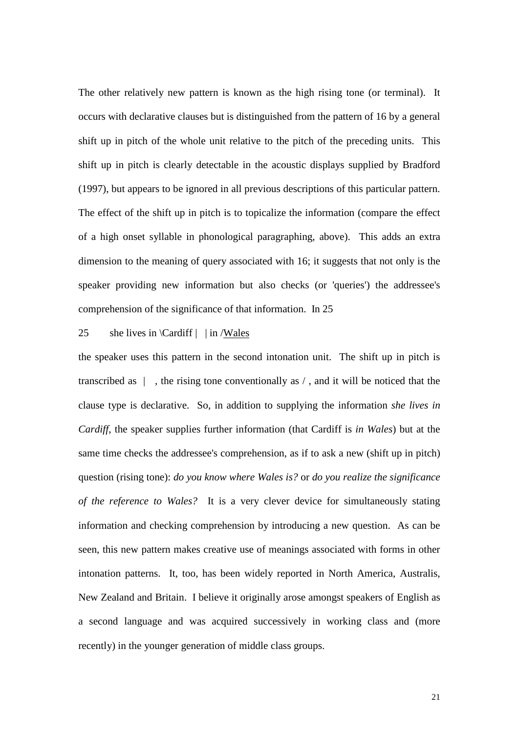The other relatively new pattern is known as the high rising tone (or terminal). It occurs with declarative clauses but is distinguished from the pattern of 16 by a general shift up in pitch of the whole unit relative to the pitch of the preceding units. This shift up in pitch is clearly detectable in the acoustic displays supplied by Bradford (1997), but appears to be ignored in all previous descriptions of this particular pattern. The effect of the shift up in pitch is to topicalize the information (compare the effect of a high onset syllable in phonological paragraphing, above). This adds an extra dimension to the meaning of query associated with 16; it suggests that not only is the speaker providing new information but also checks (or 'queries') the addressee's comprehension of the significance of that information. In 25

25 she lives in \Cardiff | | in /<u>Wales</u>

the speaker uses this pattern in the second intonation unit. The shift up in pitch is transcribed as | , the rising tone conventionally as / , and it will be noticed that the clause type is declarative. So, in addition to supplying the information *she lives in Cardiff*, the speaker supplies further information (that Cardiff is *in Wales*) but at the same time checks the addressee's comprehension, as if to ask a new (shift up in pitch) question (rising tone): *do you know where Wales is?* or *do you realize the significance of the reference to Wales?* It is a very clever device for simultaneously stating information and checking comprehension by introducing a new question. As can be seen, this new pattern makes creative use of meanings associated with forms in other intonation patterns. It, too, has been widely reported in North America, Australis, New Zealand and Britain. I believe it originally arose amongst speakers of English as a second language and was acquired successively in working class and (more recently) in the younger generation of middle class groups.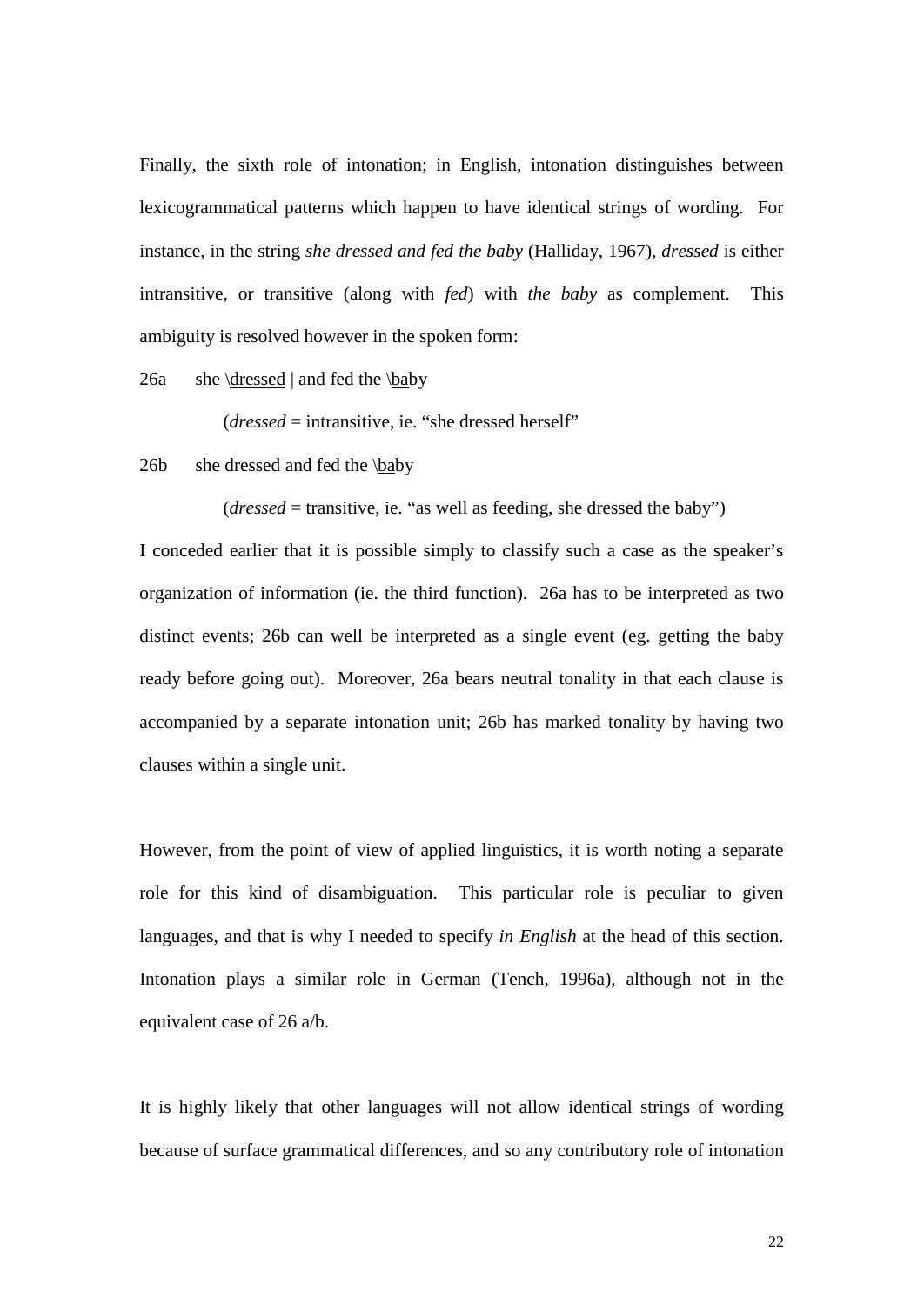Finally, the sixth role of intonation; in English, intonation distinguishes between lexicogrammatical patterns which happen to have identical strings of wording. For instance, in the string *she dressed and fed the baby* (Halliday, 1967), *dressed* is either intransitive, or transitive (along with *fed*) with *the baby* as complement. This ambiguity is resolved however in the spoken form:

26a she \<u>dressed</u> | and fed the \<u>ba</u>by

(*dressed* = intransitive, ie. "she dressed herself"

26b she dressed and fed the \<u>ba</u>by

(*dressed* = transitive, ie. "as well as feeding, she dressed the baby")

I conceded earlier that it is possible simply to classify such a case as the speaker's organization of information (ie. the third function). 26a has to be interpreted as two distinct events; 26b can well be interpreted as a single event (eg. getting the baby ready before going out). Moreover, 26a bears neutral tonality in that each clause is accompanied by a separate intonation unit; 26b has marked tonality by having two clauses within a single unit.

However, from the point of view of applied linguistics, it is worth noting a separate role for this kind of disambiguation. This particular role is peculiar to given languages, and that is why I needed to specify *in English* at the head of this section. Intonation plays a similar role in German (Tench, 1996a), although not in the equivalent case of 26 a/b.

It is highly likely that other languages will not allow identical strings of wording because of surface grammatical differences, and so any contributory role of intonation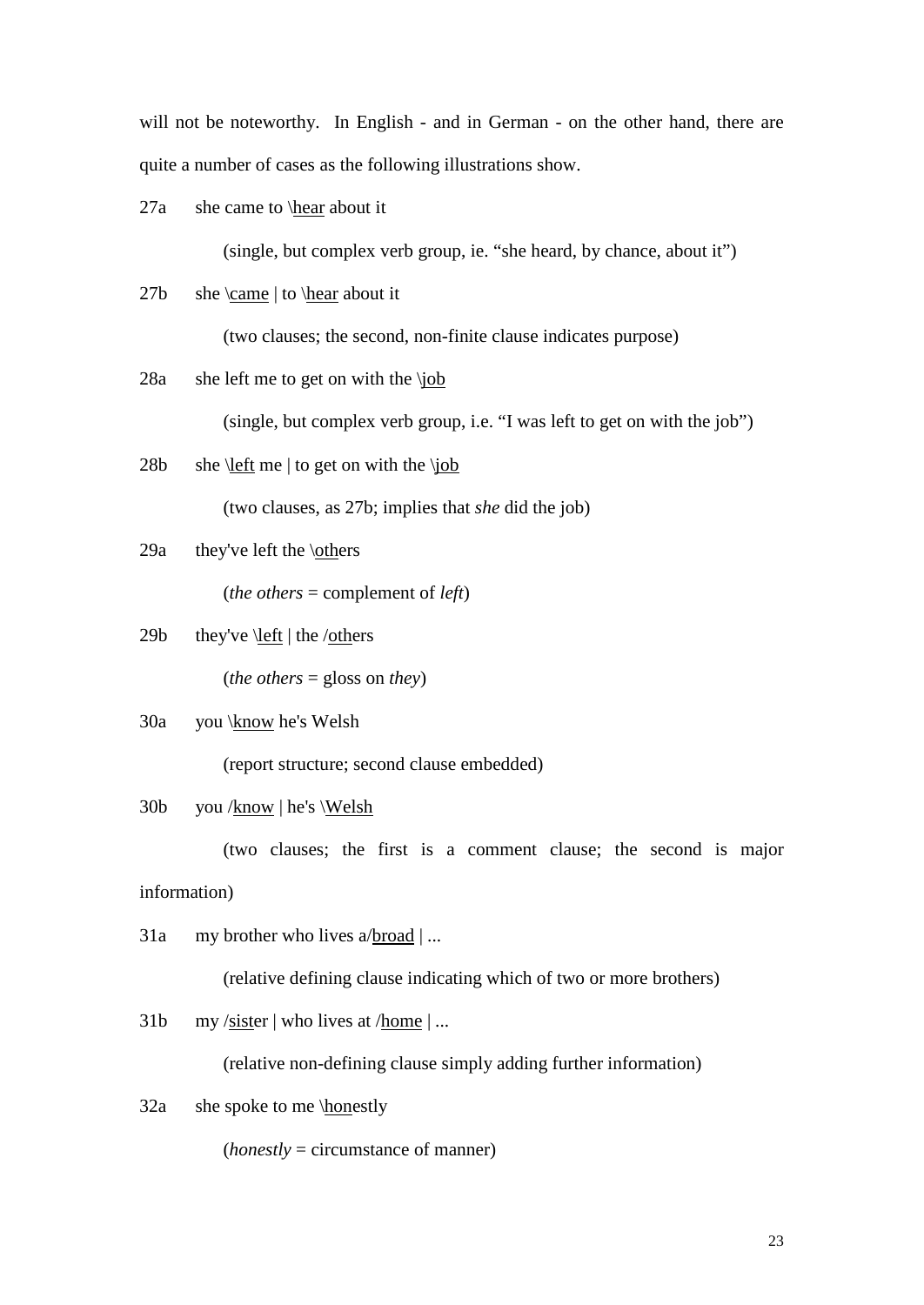will not be noteworthy. In English - and in German - on the other hand, there are quite a number of cases as the following illustrations show.

27a she came to \<u>hear</u> about it

(single, but complex verb group, ie. "she heard, by chance, about it")

27b she \<u>came</u> | to \<u>hear</u> about it

(two clauses; the second, non-finite clause indicates purpose)

28a she left me to get on with the \<u>job</u>

(single, but complex verb group, i.e. "I was left to get on with the job")

28b she \<u>left</u> me | to get on with the \<u>job</u>

(two clauses, as 27b; implies that *she* did the job)

29a they've left the \<u>oth</u>ers

(*the others* = complement of *left*)

29b they've \<u>left</u> | the /<u>oth</u>ers

(*the others* = gloss on *they*)

30a you \<u>know</u> he's Welsh

(report structure; second clause embedded)

30b you /<u>know</u> | he's \<u>Welsh</u>

(two clauses; the first is a comment clause; the second is major information)

31a my brother who lives a/<u>broad</u> | ...

(relative defining clause indicating which of two or more brothers)

31b my /<u>sist</u>er | who lives at /<u>home</u> | ...

(relative non-defining clause simply adding further information)

32a she spoke to me \<u>hon</u>estly

(*honestly* = circumstance of manner)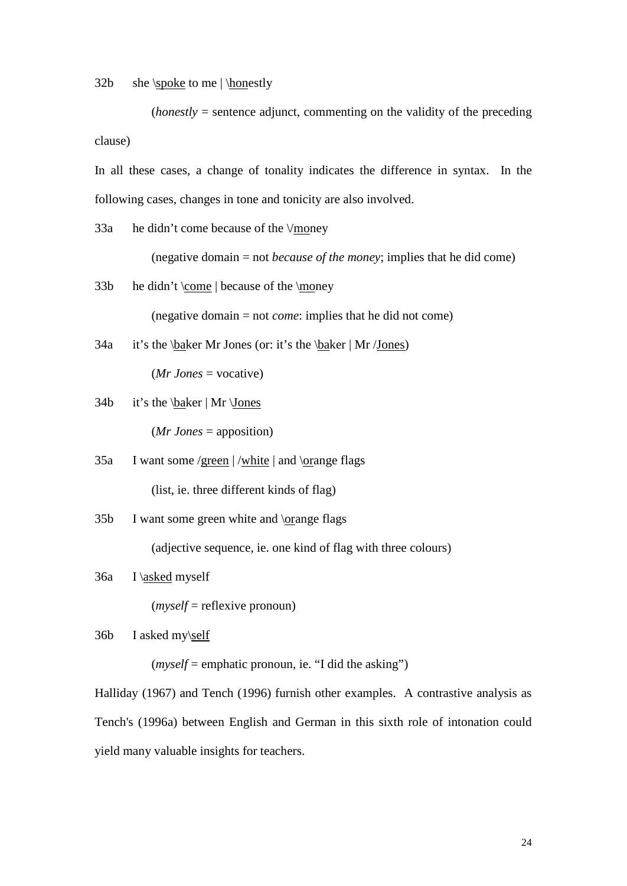32b she \<u>spoke</u> to me | \<u>hon</u>estly

(*honestly* = sentence adjunct, commenting on the validity of the preceding clause)

In all these cases, a change of tonality indicates the difference in syntax. In the following cases, changes in tone and tonicity are also involved.

33a he didn't come because of the \/<u>mo</u>ney

(negative domain = not *because of the money*; implies that he did come)

33b he didn't \<u>come</u> | because of the \<u>mo</u>ney

(negative domain = not *come*: implies that he did not come)

34a it's the \<u>ba</u>ker Mr Jones (or: it's the \<u>ba</u>ker | Mr /<u>Jones</u>)

(*Mr Jones* = vocative)

34b it's the \<u>ba</u>ker | Mr \<u>Jones</u>

(*Mr Jones* = apposition)

35a I want some /<u>green</u> | /<u>white</u> | and \<u>or</u>ange flags

(list, ie. three different kinds of flag)

35b I want some green white and \<u>or</u>ange flags

(adjective sequence, ie. one kind of flag with three colours)

36a I \<u>asked</u> myself

(*myself* = reflexive pronoun)

36b I asked my\<u>self</u>

(*myself* = emphatic pronoun, ie. "I did the asking")

Halliday (1967) and Tench (1996) furnish other examples. A contrastive analysis as Tench's (1996a) between English and German in this sixth role of intonation could yield many valuable insights for teachers.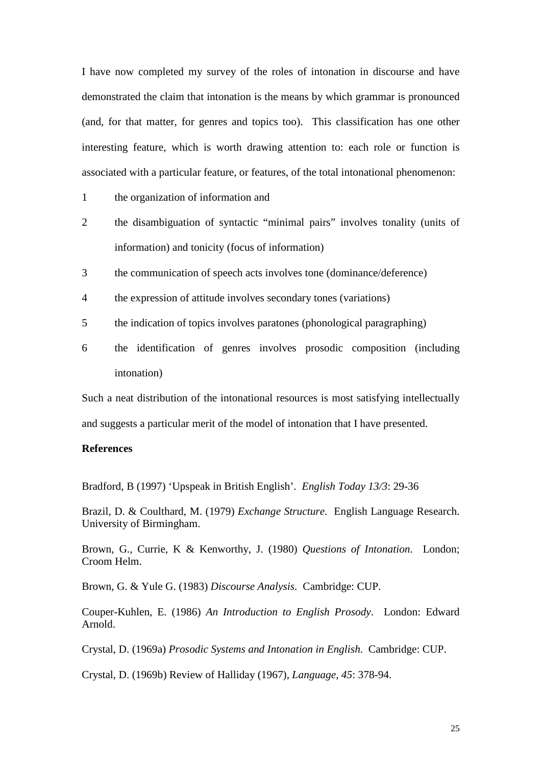I have now completed my survey of the roles of intonation in discourse and have demonstrated the claim that intonation is the means by which grammar is pronounced (and, for that matter, for genres and topics too). This classification has one other interesting feature, which is worth drawing attention to: each role or function is associated with a particular feature, or features, of the total intonational phenomenon:

1. the organization of information and
2. the disambiguation of syntactic "minimal pairs" involves tonality (units of information) and tonicity (focus of information)
3. the communication of speech acts involves tone (dominance/deference)
4. the expression of attitude involves secondary tones (variations)
5. the indication of topics involves paratones (phonological paragraphing)
6. the identification of genres involves prosodic composition (including intonation)

Such a neat distribution of the intonational resources is most satisfying intellectually and suggests a particular merit of the model of intonation that I have presented.

**References**

Bradford, B (1997) 'Upspeak in British English'. *English Today 13/3*: 29-36

Brazil, D. & Coulthard, M. (1979) *Exchange Structure*. English Language Research. University of Birmingham.

Brown, G., Currie, K & Kenworthy, J. (1980) *Questions of Intonation*. London; Croom Helm.

Brown, G. & Yule G. (1983) *Discourse Analysis*. Cambridge: CUP.

Couper-Kuhlen, E. (1986) *An Introduction to English Prosody*. London: Edward Arnold.

Crystal, D. (1969a) *Prosodic Systems and Intonation in English*. Cambridge: CUP.

Crystal, D. (1969b) Review of Halliday (1967), *Language*, *45*: 378-94.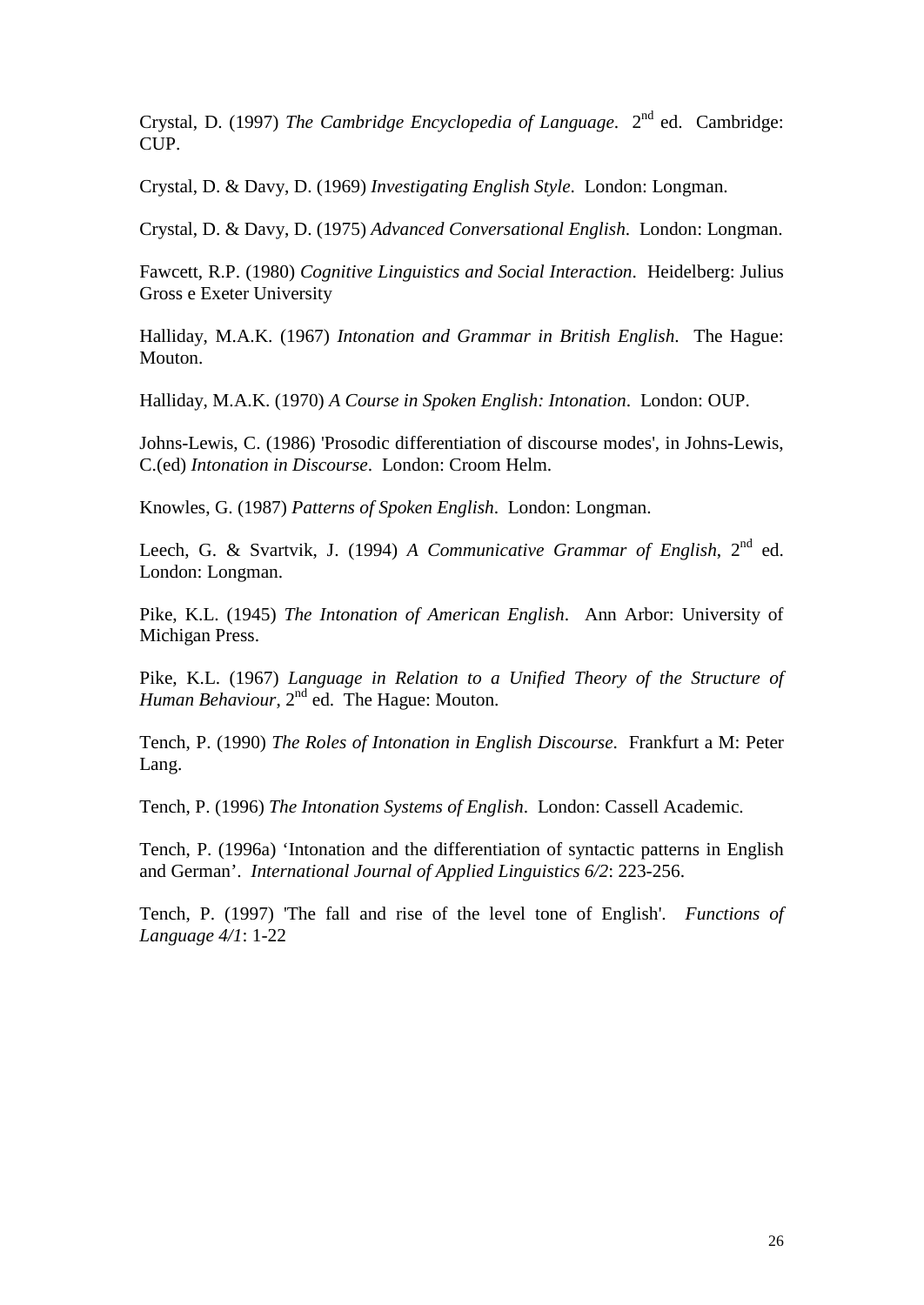Crystal, D. (1997) *The Cambridge Encyclopedia of Language*. 2nd ed. Cambridge: CUP.

Crystal, D. & Davy, D. (1969) *Investigating English Style*. London: Longman.

Crystal, D. & Davy, D. (1975) *Advanced Conversational English*. London: Longman.

Fawcett, R.P. (1980) *Cognitive Linguistics and Social Interaction*. Heidelberg: Julius Gross e Exeter University

Halliday, M.A.K. (1967) *Intonation and Grammar in British English*. The Hague: Mouton.

Halliday, M.A.K. (1970) *A Course in Spoken English: Intonation*. London: OUP.

Johns-Lewis, C. (1986) 'Prosodic differentiation of discourse modes', in Johns-Lewis, C.(ed) *Intonation in Discourse*. London: Croom Helm.

Knowles, G. (1987) *Patterns of Spoken English*. London: Longman.

Leech, G. & Svartvik, J. (1994) *A Communicative Grammar of English*, 2nd ed. London: Longman.

Pike, K.L. (1945) *The Intonation of American English*. Ann Arbor: University of Michigan Press.

Pike, K.L. (1967) *Language in Relation to a Unified Theory of the Structure of Human Behaviour*, 2nd ed. The Hague: Mouton.

Tench, P. (1990) *The Roles of Intonation in English Discourse*. Frankfurt a M: Peter Lang.

Tench, P. (1996) *The Intonation Systems of English*. London: Cassell Academic.

Tench, P. (1996a) 'Intonation and the differentiation of syntactic patterns in English and German'. *International Journal of Applied Linguistics 6/2*: 223-256.

Tench, P. (1997) 'The fall and rise of the level tone of English'. *Functions of Language 4/1*: 1-22